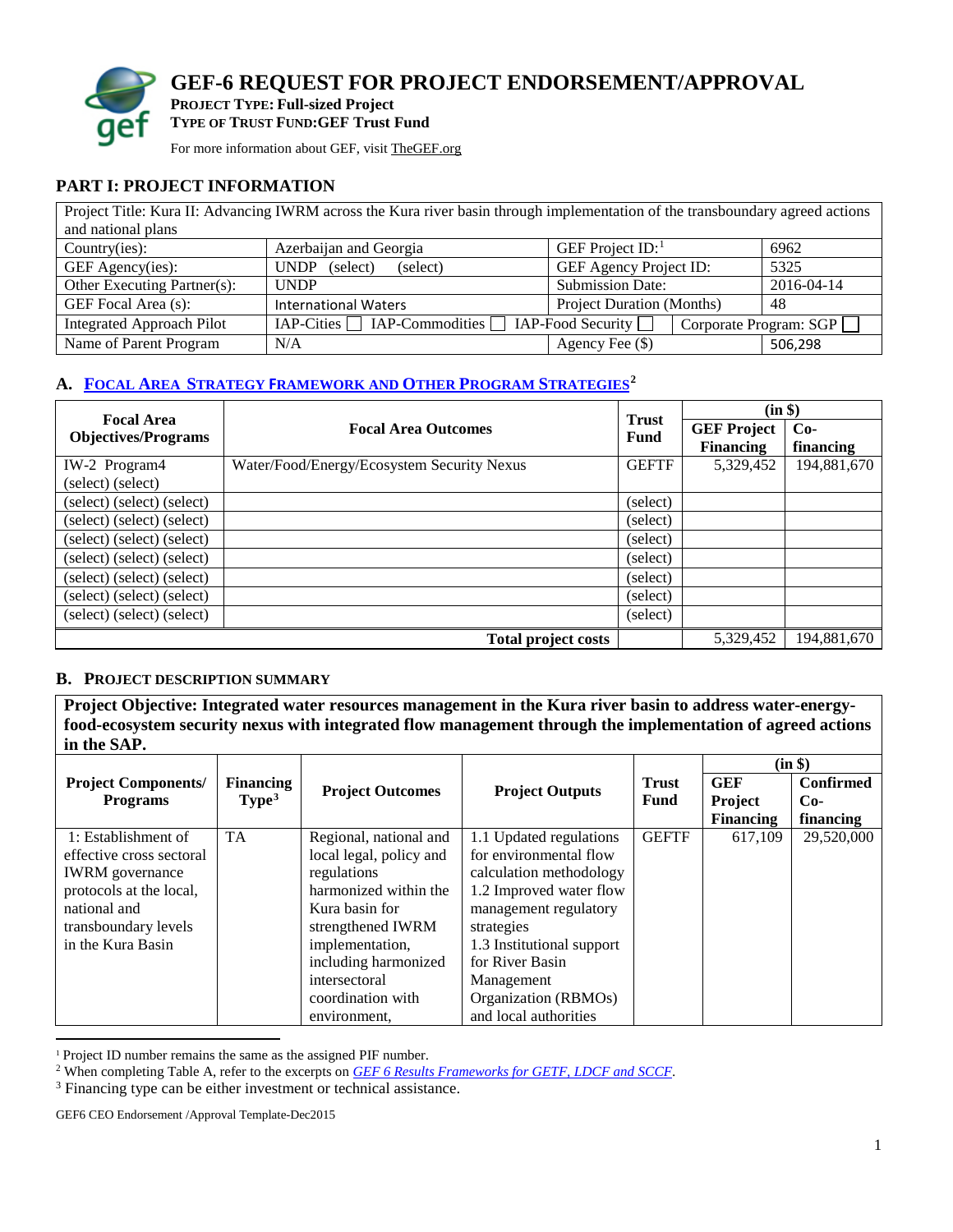# GEF-6 REQUEST FOR PROJECT ENDORSEMENT/APPROVAL

**PROJECT TYPE: Full-sized Project**
**TYPE OF TRUST FUND: GEF Trust Fund**

For more information about GEF, visit TheGEF.org

## PART I: PROJECT INFORMATION

| Project Title: Kura II: Advancing IWRM across the Kura river basin through implementation of the transboundary agreed actions and national plans | | | |
|---|---|---|---|
| Country(ies): | Azerbaijan and Georgia | GEF Project ID:[1] | 6962 |
| GEF Agency(ies): | UNDP (select) (select) | GEF Agency Project ID: | 5325 |
| Other Executing Partner(s): | UNDP | Submission Date: | 2016-04-14 |
| GEF Focal Area (s): | International Waters | Project Duration (Months) | 48 |
| Integrated Approach Pilot | IAP-Cities ☐ IAP-Commodities ☐ IAP-Food Security ☐ | Corporate Program: SGP ☐ | |
| Name of Parent Program | N/A | Agency Fee ($) | 506,298 |

### A. FOCAL AREA STRATEGY FRAMEWORK AND OTHER PROGRAM STRATEGIES[2]

| Focal Area Objectives/Programs | Focal Area Outcomes | Trust Fund | (in $) GEF Project Financing | Co-financing |
|---|---|---|---|---|
| IW-2 Program4 (select) (select) | Water/Food/Energy/Ecosystem Security Nexus | GEFTF | 5,329,452 | 194,881,670 |
| (select) (select) (select) | | (select) | | |
| (select) (select) (select) | | (select) | | |
| (select) (select) (select) | | (select) | | |
| (select) (select) (select) | | (select) | | |
| (select) (select) (select) | | (select) | | |
| (select) (select) (select) | | (select) | | |
| (select) (select) (select) | | (select) | | |
| | **Total project costs** | | 5,329,452 | 194,881,670 |

### B. PROJECT DESCRIPTION SUMMARY

**Project Objective: Integrated water resources management in the Kura river basin to address water-energy-food-ecosystem security nexus with integrated flow management through the implementation of agreed actions in the SAP.**

| Project Components/ Programs | Financing Type[3] | Project Outcomes | Project Outputs | Trust Fund | (in $) GEF Project Financing | Confirmed Co-financing |
|---|---|---|---|---|---|---|
| 1: Establishment of effective cross sectoral IWRM governance protocols at the local, national and transboundary levels in the Kura Basin | TA | Regional, national and local legal, policy and regulations harmonized within the Kura basin for strengthened IWRM implementation, including harmonized intersectoral coordination with environment, | 1.1 Updated regulations for environmental flow calculation methodology<br>1.2 Improved water flow management regulatory strategies<br>1.3 Institutional support for River Basin Management Organization (RBMOs) and local authorities | GEFTF | 617,109 | 29,520,000 |

[1] Project ID number remains the same as the assigned PIF number.
[2] When completing Table A, refer to the excerpts on *GEF 6 Results Frameworks for GETF, LDCF and SCCF*.
[3] Financing type can be either investment or technical assistance.

GEF6 CEO Endorsement /Approval Template-Dec2015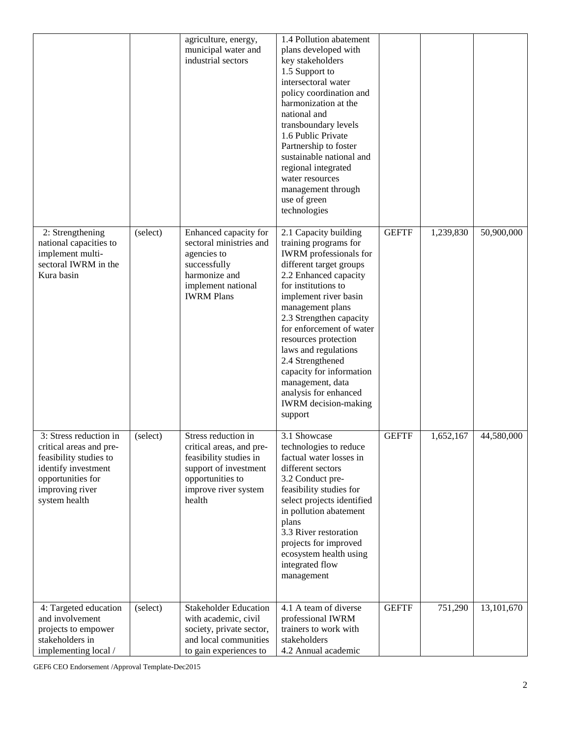| | | | | | | |
|---|---|---|---|---|---|---|
| | | agriculture, energy, municipal water and industrial sectors | 1.4 Pollution abatement plans developed with key stakeholders<br>1.5 Support to intersectoral water policy coordination and harmonization at the national and transboundary levels<br>1.6 Public Private Partnership to foster sustainable national and regional integrated water resources management through use of green technologies | | | |
| 2: Strengthening national capacities to implement multi-sectoral IWRM in the Kura basin | (select) | Enhanced capacity for sectoral ministries and agencies to successfully harmonize and implement national IWRM Plans | 2.1 Capacity building training programs for IWRM professionals for different target groups<br>2.2 Enhanced capacity for institutions to implement river basin management plans<br>2.3 Strengthen capacity for enforcement of water resources protection laws and regulations<br>2.4 Strengthened capacity for information management, data analysis for enhanced IWRM decision-making support | GEFTF | 1,239,830 | 50,900,000 |
| 3: Stress reduction in critical areas and pre-feasibility studies to identify investment opportunities for improving river system health | (select) | Stress reduction in critical areas, and pre-feasibility studies in support of investment opportunities to improve river system health | 3.1 Showcase technologies to reduce factual water losses in different sectors<br>3.2 Conduct pre-feasibility studies for select projects identified in pollution abatement plans<br>3.3 River restoration projects for improved ecosystem health using integrated flow management | GEFTF | 1,652,167 | 44,580,000 |
| 4: Targeted education and involvement projects to empower stakeholders in implementing local / | (select) | Stakeholder Education with academic, civil society, private sector, and local communities to gain experiences to | 4.1 A team of diverse professional IWRM trainers to work with stakeholders<br>4.2 Annual academic | GEFTF | 751,290 | 13,101,670 |

GEF6 CEO Endorsement /Approval Template-Dec2015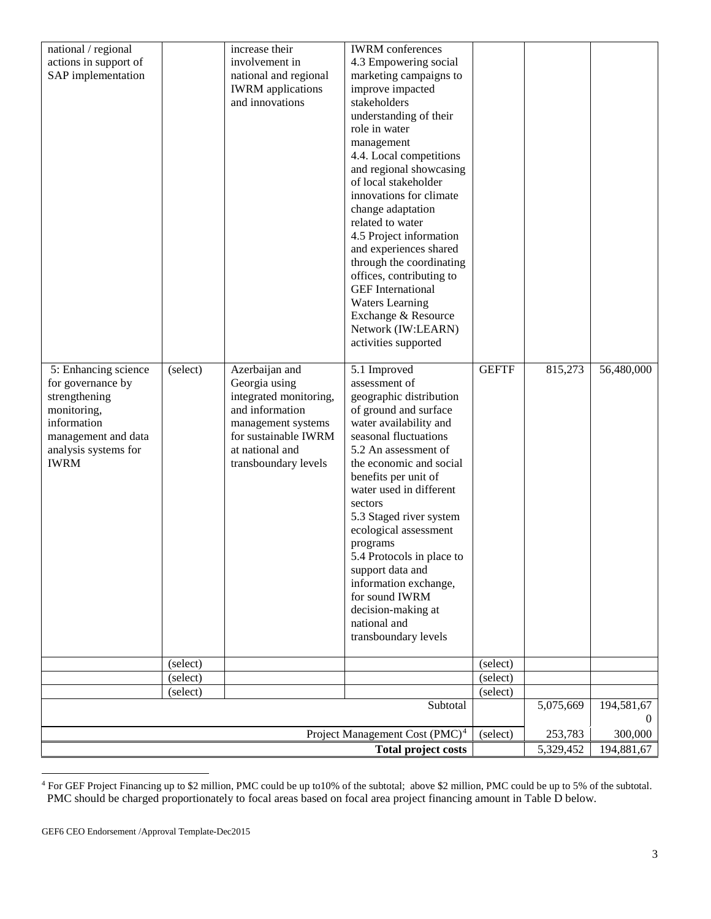| national / regional actions in support of SAP implementation | | increase their involvement in national and regional IWRM applications and innovations | IWRM conferences<br>4.3 Empowering social marketing campaigns to improve impacted stakeholders understanding of their role in water management<br>4.4. Local competitions and regional showcasing of local stakeholder innovations for climate change adaptation related to water<br>4.5 Project information and experiences shared through the coordinating offices, contributing to GEF International Waters Learning Exchange & Resource Network (IW:LEARN) activities supported | | | |
|---|---|---|---|---|---|---|
| 5: Enhancing science for governance by strengthening monitoring, information management and data analysis systems for IWRM | (select) | Azerbaijan and Georgia using integrated monitoring, and information management systems for sustainable IWRM at national and transboundary levels | 5.1 Improved assessment of geographic distribution of ground and surface water availability and seasonal fluctuations<br>5.2 An assessment of the economic and social benefits per unit of water used in different sectors<br>5.3 Staged river system ecological assessment programs<br>5.4 Protocols in place to support data and information exchange, for sound IWRM decision-making at national and transboundary levels | GEFTF | 815,273 | 56,480,000 |
| | (select) | | | (select) | | |
| | (select) | | | (select) | | |
| | (select) | | | (select) | | |
| | | | Subtotal | | 5,075,669 | 194,581,670 |
| | | | Project Management Cost (PMC)[4] | (select) | 253,783 | 300,000 |
| | | | **Total project costs** | | 5,329,452 | 194,881,67 |

[4] For GEF Project Financing up to $2 million, PMC could be up to10% of the subtotal; above $2 million, PMC could be up to 5% of the subtotal. PMC should be charged proportionately to focal areas based on focal area project financing amount in Table D below.

GEF6 CEO Endorsement /Approval Template-Dec2015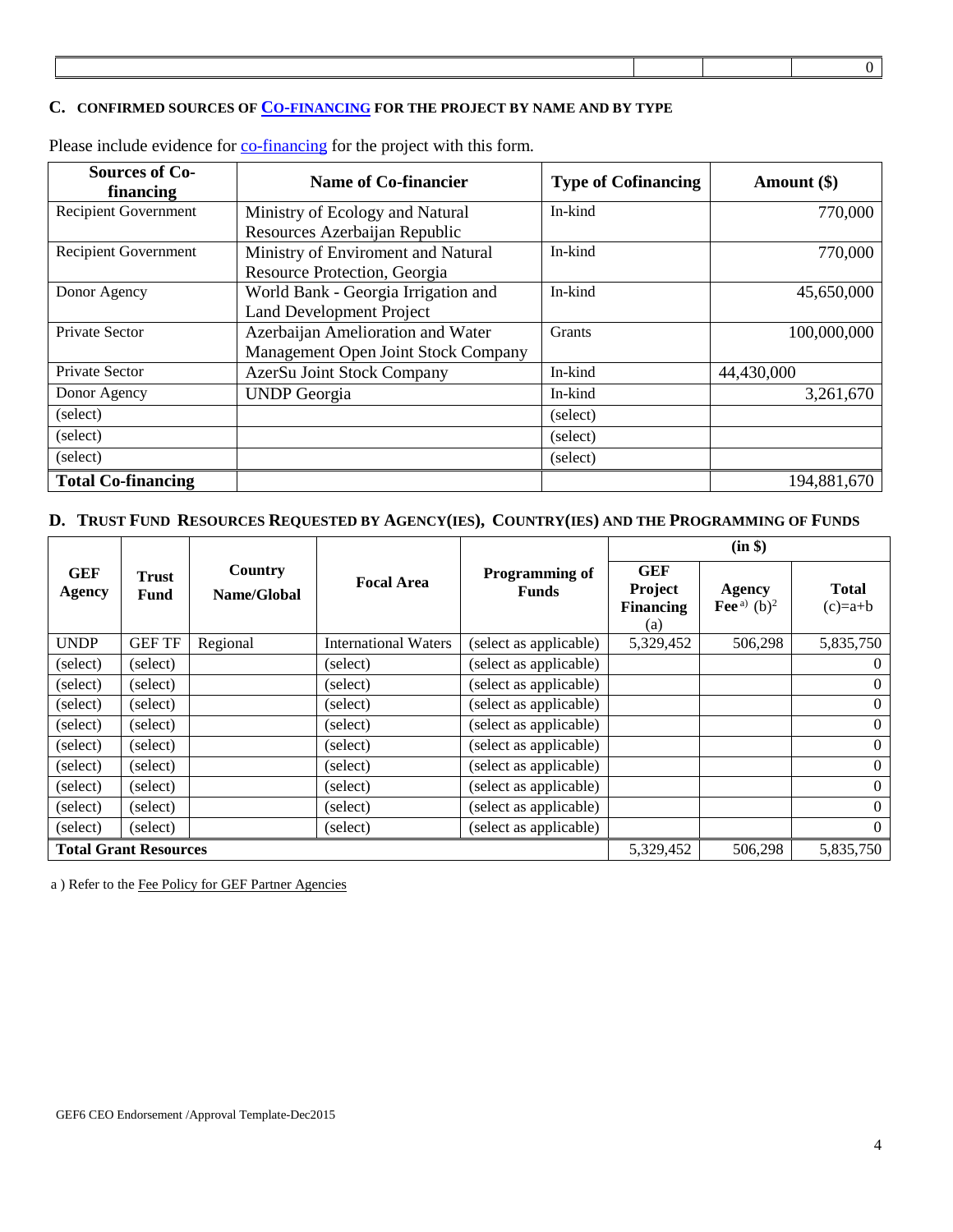| | | | | 0 |
|---|---|---|---|---|

## C. CONFIRMED SOURCES OF CO-FINANCING FOR THE PROJECT BY NAME AND BY TYPE

Please include evidence for co-financing for the project with this form.

| Sources of Co-financing | Name of Co-financier | Type of Cofinancing | Amount ($) |
|---|---|---|---|
| Recipient Government | Ministry of Ecology and Natural Resources Azerbaijan Republic | In-kind | 770,000 |
| Recipient Government | Ministry of Enviroment and Natural Resource Protection, Georgia | In-kind | 770,000 |
| Donor Agency | World Bank - Georgia Irrigation and Land Development Project | In-kind | 45,650,000 |
| Private Sector | Azerbaijan Amelioration and Water Management Open Joint Stock Company | Grants | 100,000,000 |
| Private Sector | AzerSu Joint Stock Company | In-kind | 44,430,000 |
| Donor Agency | UNDP Georgia | In-kind | 3,261,670 |
| (select) | | (select) | |
| (select) | | (select) | |
| (select) | | (select) | |
| **Total Co-financing** | | | 194,881,670 |

## D. TRUST FUND RESOURCES REQUESTED BY AGENCY(IES), COUNTRY(IES) AND THE PROGRAMMING OF FUNDS

| GEF Agency | Trust Fund | Country Name/Global | Focal Area | Programming of Funds | (in $) | | |
|---|---|---|---|---|---|---|---|
| | | | | | GEF Project Financing (a) | Agency Fee a) (b)[2] | Total (c)=a+b |
| UNDP | GEF TF | Regional | International Waters | (select as applicable) | 5,329,452 | 506,298 | 5,835,750 |
| (select) | (select) | | (select) | (select as applicable) | | | 0 |
| (select) | (select) | | (select) | (select as applicable) | | | 0 |
| (select) | (select) | | (select) | (select as applicable) | | | 0 |
| (select) | (select) | | (select) | (select as applicable) | | | 0 |
| (select) | (select) | | (select) | (select as applicable) | | | 0 |
| (select) | (select) | | (select) | (select as applicable) | | | 0 |
| (select) | (select) | | (select) | (select as applicable) | | | 0 |
| (select) | (select) | | (select) | (select as applicable) | | | 0 |
| (select) | (select) | | (select) | (select as applicable) | | | 0 |
| **Total Grant Resources** | | | | | 5,329,452 | 506,298 | 5,835,750 |

a ) Refer to the Fee Policy for GEF Partner Agencies

GEF6 CEO Endorsement /Approval Template-Dec2015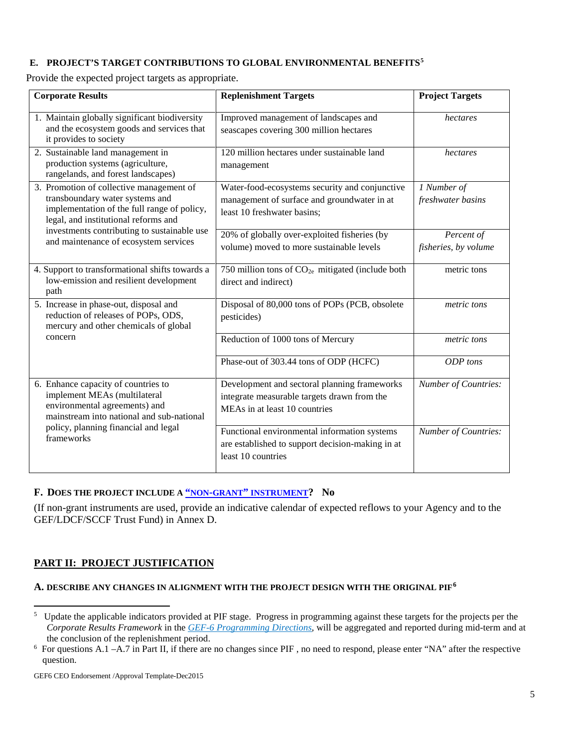### E. PROJECT'S TARGET CONTRIBUTIONS TO GLOBAL ENVIRONMENTAL BENEFITS[5]

Provide the expected project targets as appropriate.

| Corporate Results | Replenishment Targets | Project Targets |
|---|---|---|
| 1. Maintain globally significant biodiversity and the ecosystem goods and services that it provides to society | Improved management of landscapes and seascapes covering 300 million hectares | *hectares* |
| 2. Sustainable land management in production systems (agriculture, rangelands, and forest landscapes) | 120 million hectares under sustainable land management | *hectares* |
| 3. Promotion of collective management of transboundary water systems and implementation of the full range of policy, legal, and institutional reforms and investments contributing to sustainable use and maintenance of ecosystem services | Water-food-ecosystems security and conjunctive management of surface and groundwater in at least 10 freshwater basins; | *1 Number of freshwater basins* |
| | 20% of globally over-exploited fisheries (by volume) moved to more sustainable levels | *Percent of fisheries, by volume* |
| 4. Support to transformational shifts towards a low-emission and resilient development path | 750 million tons of $CO_{2e}$ mitigated (include both direct and indirect) | metric tons |
| 5. Increase in phase-out, disposal and reduction of releases of POPs, ODS, mercury and other chemicals of global concern | Disposal of 80,000 tons of POPs (PCB, obsolete pesticides) | *metric tons* |
| | Reduction of 1000 tons of Mercury | *metric tons* |
| | Phase-out of 303.44 tons of ODP (HCFC) | *ODP tons* |
| 6. Enhance capacity of countries to implement MEAs (multilateral environmental agreements) and mainstream into national and sub-national policy, planning financial and legal frameworks | Development and sectoral planning frameworks integrate measurable targets drawn from the MEAs in at least 10 countries | *Number of Countries:* |
| | Functional environmental information systems are established to support decision-making in at least 10 countries | *Number of Countries:* |

### F. DOES THE PROJECT INCLUDE A "NON-GRANT" INSTRUMENT? No

(If non-grant instruments are used, provide an indicative calendar of expected reflows to your Agency and to the GEF/LDCF/SCCF Trust Fund) in Annex D.

## PART II: PROJECT JUSTIFICATION

### A. DESCRIBE ANY CHANGES IN ALIGNMENT WITH THE PROJECT DESIGN WITH THE ORIGINAL PIF[6]

---

[5] Update the applicable indicators provided at PIF stage. Progress in programming against these targets for the projects per the *Corporate Results Framework* in the *GEF-6 Programming Directions*, will be aggregated and reported during mid-term and at the conclusion of the replenishment period.

[6] For questions A.1 –A.7 in Part II, if there are no changes since PIF , no need to respond, please enter "NA" after the respective question.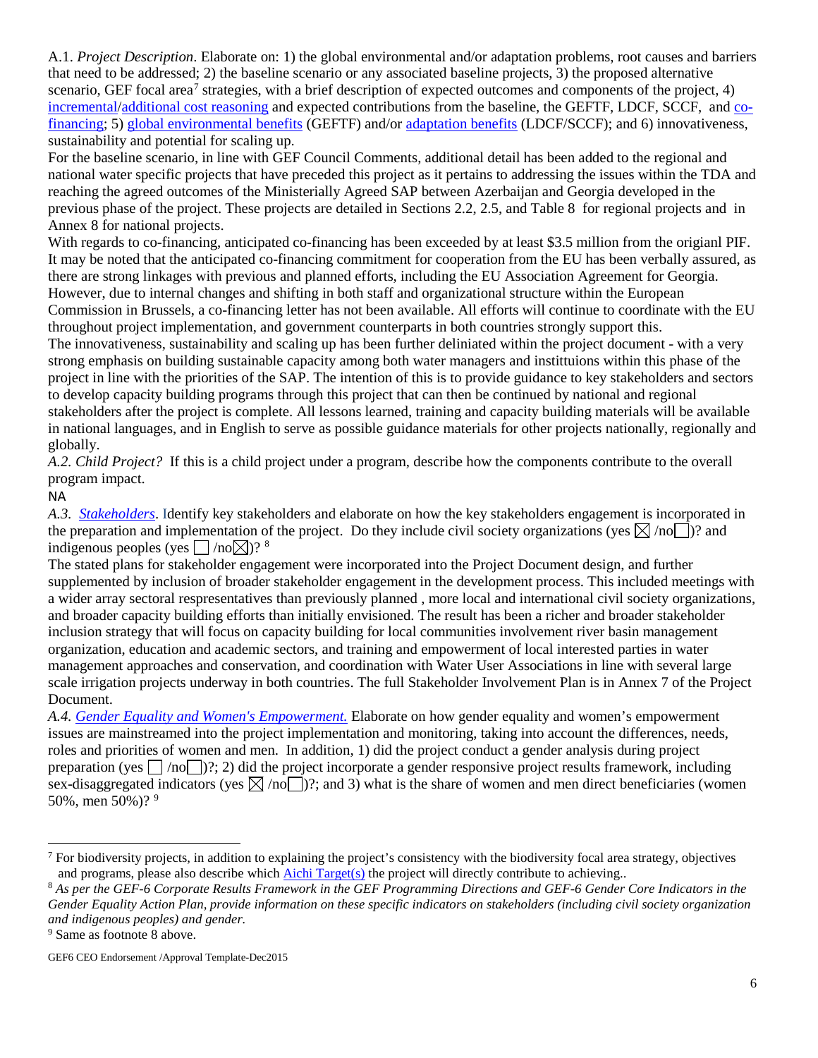A.1. *Project Description*. Elaborate on: 1) the global environmental and/or adaptation problems, root causes and barriers that need to be addressed; 2) the baseline scenario or any associated baseline projects, 3) the proposed alternative scenario, GEF focal area[7] strategies, with a brief description of expected outcomes and components of the project, 4) incremental/additional cost reasoning and expected contributions from the baseline, the GEFTF, LDCF, SCCF, and co-financing; 5) global environmental benefits (GEFTF) and/or adaptation benefits (LDCF/SCCF); and 6) innovativeness, sustainability and potential for scaling up.

For the baseline scenario, in line with GEF Council Comments, additional detail has been added to the regional and national water specific projects that have preceded this project as it pertains to addressing the issues within the TDA and reaching the agreed outcomes of the Ministerially Agreed SAP between Azerbaijan and Georgia developed in the previous phase of the project. These projects are detailed in Sections 2.2, 2.5, and Table 8 for regional projects and in Annex 8 for national projects.

With regards to co-financing, anticipated co-financing has been exceeded by at least $3.5 million from the origianl PIF. It may be noted that the anticipated co-financing commitment for cooperation from the EU has been verbally assured, as there are strong linkages with previous and planned efforts, including the EU Association Agreement for Georgia. However, due to internal changes and shifting in both staff and organizational structure within the European Commission in Brussels, a co-financing letter has not been available. All efforts will continue to coordinate with the EU throughout project implementation, and government counterparts in both countries strongly support this.

The innovativeness, sustainability and scaling up has been further deliniated within the project document - with a very strong emphasis on building sustainable capacity among both water managers and instittuions within this phase of the project in line with the priorities of the SAP. The intention of this is to provide guidance to key stakeholders and sectors to develop capacity building programs through this project that can then be continued by national and regional stakeholders after the project is complete. All lessons learned, training and capacity building materials will be available in national languages, and in English to serve as possible guidance materials for other projects nationally, regionally and globally.

*A.2. Child Project?* If this is a child project under a program, describe how the components contribute to the overall program impact.

NA

*A.3. Stakeholders*. Identify key stakeholders and elaborate on how the key stakeholders engagement is incorporated in the preparation and implementation of the project. Do they include civil society organizations (yes ☒ /no☐)? and indigenous peoples (yes ☐ /no☒)? [8]

The stated plans for stakeholder engagement were incorporated into the Project Document design, and further supplemented by inclusion of broader stakeholder engagement in the development process. This included meetings with a wider array sectoral respresentatives than previously planned , more local and international civil society organizations, and broader capacity building efforts than initially envisioned. The result has been a richer and broader stakeholder inclusion strategy that will focus on capacity building for local communities involvement river basin management organization, education and academic sectors, and training and empowerment of local interested parties in water management approaches and conservation, and coordination with Water User Associations in line with several large scale irrigation projects underway in both countries. The full Stakeholder Involvement Plan is in Annex 7 of the Project Document.

*A.4. Gender Equality and Women's Empowerment.* Elaborate on how gender equality and women's empowerment issues are mainstreamed into the project implementation and monitoring, taking into account the differences, needs, roles and priorities of women and men. In addition, 1) did the project conduct a gender analysis during project preparation (yes ☐ /no☐)?; 2) did the project incorporate a gender responsive project results framework, including sex-disaggregated indicators (yes ☒ /no☐)?; and 3) what is the share of women and men direct beneficiaries (women 50%, men 50%)? [9]

---

[7] For biodiversity projects, in addition to explaining the project's consistency with the biodiversity focal area strategy, objectives and programs, please also describe which Aichi Target(s) the project will directly contribute to achieving..

[8] *As per the GEF-6 Corporate Results Framework in the GEF Programming Directions and GEF-6 Gender Core Indicators in the Gender Equality Action Plan, provide information on these specific indicators on stakeholders (including civil society organization and indigenous peoples) and gender.*

[9] Same as footnote 8 above.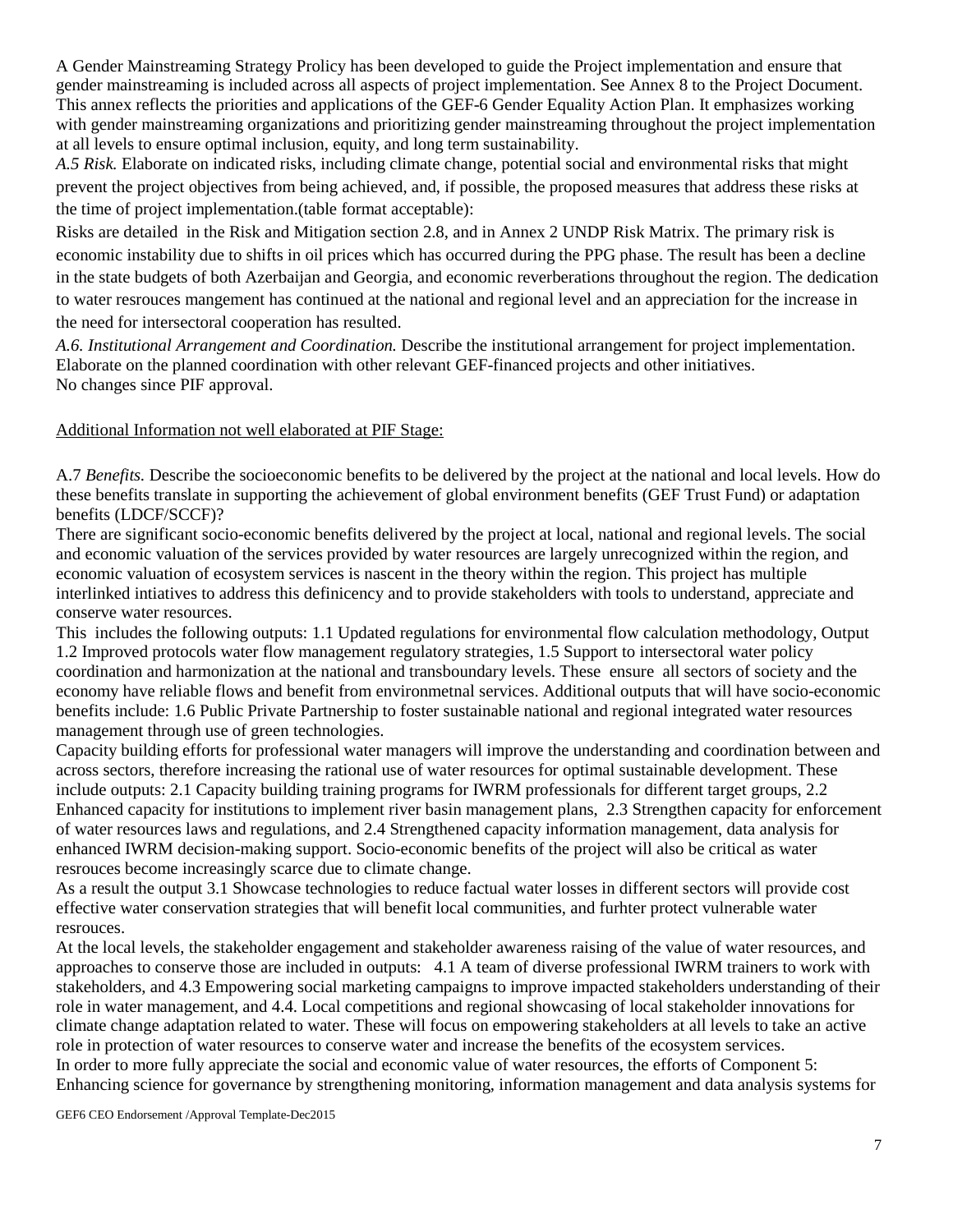A Gender Mainstreaming Strategy Prolicy has been developed to guide the Project implementation and ensure that gender mainstreaming is included across all aspects of project implementation. See Annex 8 to the Project Document. This annex reflects the priorities and applications of the GEF-6 Gender Equality Action Plan. It emphasizes working with gender mainstreaming organizations and prioritizing gender mainstreaming throughout the project implementation at all levels to ensure optimal inclusion, equity, and long term sustainability.

*A.5 Risk.* Elaborate on indicated risks, including climate change, potential social and environmental risks that might prevent the project objectives from being achieved, and, if possible, the proposed measures that address these risks at the time of project implementation.(table format acceptable):

Risks are detailed in the Risk and Mitigation section 2.8, and in Annex 2 UNDP Risk Matrix. The primary risk is economic instability due to shifts in oil prices which has occurred during the PPG phase. The result has been a decline in the state budgets of both Azerbaijan and Georgia, and economic reverberations throughout the region. The dedication to water resrouces mangement has continued at the national and regional level and an appreciation for the increase in the need for intersectoral cooperation has resulted.

*A.6. Institutional Arrangement and Coordination.* Describe the institutional arrangement for project implementation. Elaborate on the planned coordination with other relevant GEF-financed projects and other initiatives.
No changes since PIF approval.

<u>Additional Information not well elaborated at PIF Stage:</u>

A.7 *Benefits.* Describe the socioeconomic benefits to be delivered by the project at the national and local levels. How do these benefits translate in supporting the achievement of global environment benefits (GEF Trust Fund) or adaptation benefits (LDCF/SCCF)?

There are significant socio-economic benefits delivered by the project at local, national and regional levels. The social and economic valuation of the services provided by water resources are largely unrecognized within the region, and economic valuation of ecosystem services is nascent in the theory within the region. This project has multiple interlinked intiatives to address this definicency and to provide stakeholders with tools to understand, appreciate and conserve water resources.

This includes the following outputs: 1.1 Updated regulations for environmental flow calculation methodology, Output 1.2 Improved protocols water flow management regulatory strategies, 1.5 Support to intersectoral water policy coordination and harmonization at the national and transboundary levels. These ensure all sectors of society and the economy have reliable flows and benefit from environmetnal services. Additional outputs that will have socio-economic benefits include: 1.6 Public Private Partnership to foster sustainable national and regional integrated water resources management through use of green technologies.

Capacity building efforts for professional water managers will improve the understanding and coordination between and across sectors, therefore increasing the rational use of water resources for optimal sustainable development. These include outputs: 2.1 Capacity building training programs for IWRM professionals for different target groups, 2.2 Enhanced capacity for institutions to implement river basin management plans, 2.3 Strengthen capacity for enforcement of water resources laws and regulations, and 2.4 Strengthened capacity information management, data analysis for enhanced IWRM decision-making support. Socio-economic benefits of the project will also be critical as water resrouces become increasingly scarce due to climate change.

As a result the output 3.1 Showcase technologies to reduce factual water losses in different sectors will provide cost effective water conservation strategies that will benefit local communities, and furhter protect vulnerable water resrouces.

At the local levels, the stakeholder engagement and stakeholder awareness raising of the value of water resources, and approaches to conserve those are included in outputs: 4.1 A team of diverse professional IWRM trainers to work with stakeholders, and 4.3 Empowering social marketing campaigns to improve impacted stakeholders understanding of their role in water management, and 4.4. Local competitions and regional showcasing of local stakeholder innovations for climate change adaptation related to water. These will focus on empowering stakeholders at all levels to take an active role in protection of water resources to conserve water and increase the benefits of the ecosystem services.

In order to more fully appreciate the social and economic value of water resources, the efforts of Component 5: Enhancing science for governance by strengthening monitoring, information management and data analysis systems for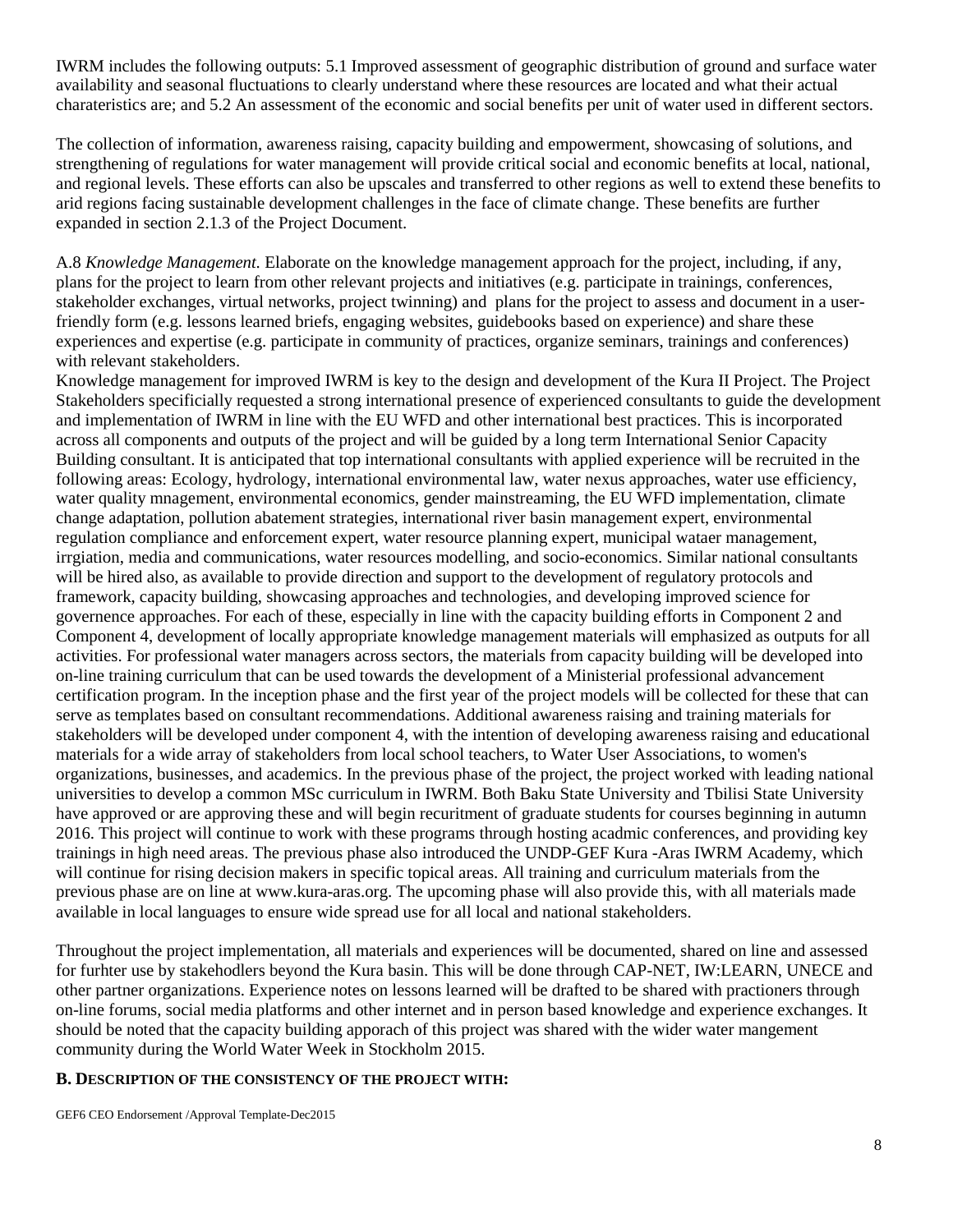IWRM includes the following outputs: 5.1 Improved assessment of geographic distribution of ground and surface water availability and seasonal fluctuations to clearly understand where these resources are located and what their actual charateristics are; and 5.2 An assessment of the economic and social benefits per unit of water used in different sectors.

The collection of information, awareness raising, capacity building and empowerment, showcasing of solutions, and strengthening of regulations for water management will provide critical social and economic benefits at local, national, and regional levels. These efforts can also be upscales and transferred to other regions as well to extend these benefits to arid regions facing sustainable development challenges in the face of climate change. These benefits are further expanded in section 2.1.3 of the Project Document.

A.8 *Knowledge Management.* Elaborate on the knowledge management approach for the project, including, if any, plans for the project to learn from other relevant projects and initiatives (e.g. participate in trainings, conferences, stakeholder exchanges, virtual networks, project twinning) and plans for the project to assess and document in a user-friendly form (e.g. lessons learned briefs, engaging websites, guidebooks based on experience) and share these experiences and expertise (e.g. participate in community of practices, organize seminars, trainings and conferences) with relevant stakeholders.

Knowledge management for improved IWRM is key to the design and development of the Kura II Project. The Project Stakeholders specificially requested a strong international presence of experienced consultants to guide the development and implementation of IWRM in line with the EU WFD and other international best practices. This is incorporated across all components and outputs of the project and will be guided by a long term International Senior Capacity Building consultant. It is anticipated that top international consultants with applied experience will be recruited in the following areas: Ecology, hydrology, international environmental law, water nexus approaches, water use efficiency, water quality mnagement, environmental economics, gender mainstreaming, the EU WFD implementation, climate change adaptation, pollution abatement strategies, international river basin management expert, environmental regulation compliance and enforcement expert, water resource planning expert, municipal wataer management, irrgiation, media and communications, water resources modelling, and socio-economics. Similar national consultants will be hired also, as available to provide direction and support to the development of regulatory protocols and framework, capacity building, showcasing approaches and technologies, and developing improved science for governence approaches. For each of these, especially in line with the capacity building efforts in Component 2 and Component 4, development of locally appropriate knowledge management materials will emphasized as outputs for all activities. For professional water managers across sectors, the materials from capacity building will be developed into on-line training curriculum that can be used towards the development of a Ministerial professional advancement certification program. In the inception phase and the first year of the project models will be collected for these that can serve as templates based on consultant recommendations. Additional awareness raising and training materials for stakeholders will be developed under component 4, with the intention of developing awareness raising and educational materials for a wide array of stakeholders from local school teachers, to Water User Associations, to women's organizations, businesses, and academics. In the previous phase of the project, the project worked with leading national universities to develop a common MSc curriculum in IWRM. Both Baku State University and Tbilisi State University have approved or are approving these and will begin recuritment of graduate students for courses beginning in autumn 2016. This project will continue to work with these programs through hosting acadmic conferences, and providing key trainings in high need areas. The previous phase also introduced the UNDP-GEF Kura -Aras IWRM Academy, which will continue for rising decision makers in specific topical areas. All training and curriculum materials from the previous phase are on line at www.kura-aras.org. The upcoming phase will also provide this, with all materials made available in local languages to ensure wide spread use for all local and national stakeholders.

Throughout the project implementation, all materials and experiences will be documented, shared on line and assessed for furhter use by stakehodlers beyond the Kura basin. This will be done through CAP-NET, IW:LEARN, UNECE and other partner organizations. Experience notes on lessons learned will be drafted to be shared with practioners through on-line forums, social media platforms and other internet and in person based knowledge and experience exchanges. It should be noted that the capacity building apporach of this project was shared with the wider water mangement community during the World Water Week in Stockholm 2015.

**B. DESCRIPTION OF THE CONSISTENCY OF THE PROJECT WITH:**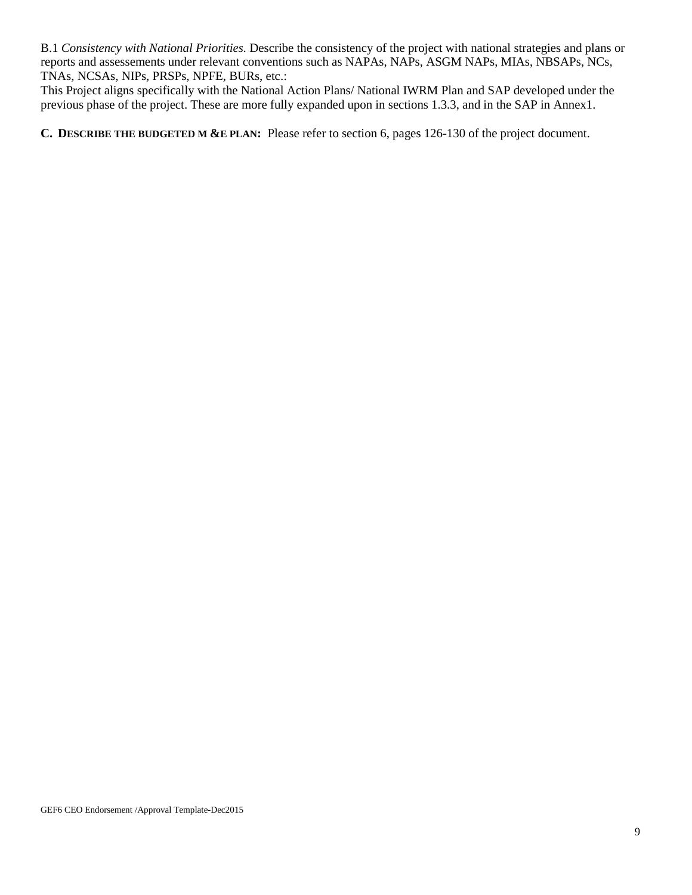B.1 *Consistency with National Priorities.* Describe the consistency of the project with national strategies and plans or reports and assessements under relevant conventions such as NAPAs, NAPs, ASGM NAPs, MIAs, NBSAPs, NCs, TNAs, NCSAs, NIPs, PRSPs, NPFE, BURs, etc.:

This Project aligns specifically with the National Action Plans/ National IWRM Plan and SAP developed under the previous phase of the project. These are more fully expanded upon in sections 1.3.3, and in the SAP in Annex1.

**C. DESCRIBE THE BUDGETED M &E PLAN:** Please refer to section 6, pages 126-130 of the project document.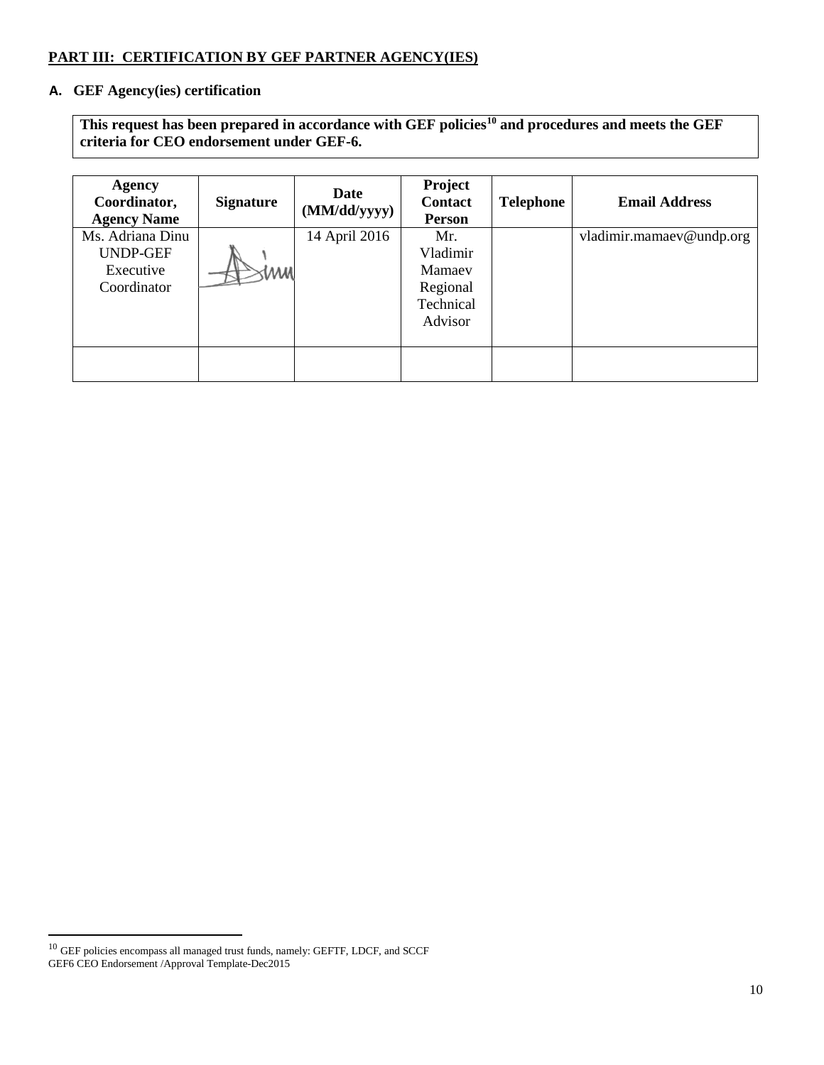## PART III: CERTIFICATION BY GEF PARTNER AGENCY(IES)

### A. GEF Agency(ies) certification

**This request has been prepared in accordance with GEF policies[10] and procedures and meets the GEF criteria for CEO endorsement under GEF-6.**

| Agency Coordinator, Agency Name | Signature | Date (MM/dd/yyyy) | Project Contact Person | Telephone | Email Address |
|---|---|---|---|---|---|
| Ms. Adriana Dinu UNDP-GEF Executive Coordinator | | 14 April 2016 | Mr. Vladimir Mamaev Regional Technical Advisor | | vladimir.mamaev@undp.org |
| | | | | | |

[10] GEF policies encompass all managed trust funds, namely: GEFTF, LDCF, and SCCF

GEF6 CEO Endorsement /Approval Template-Dec2015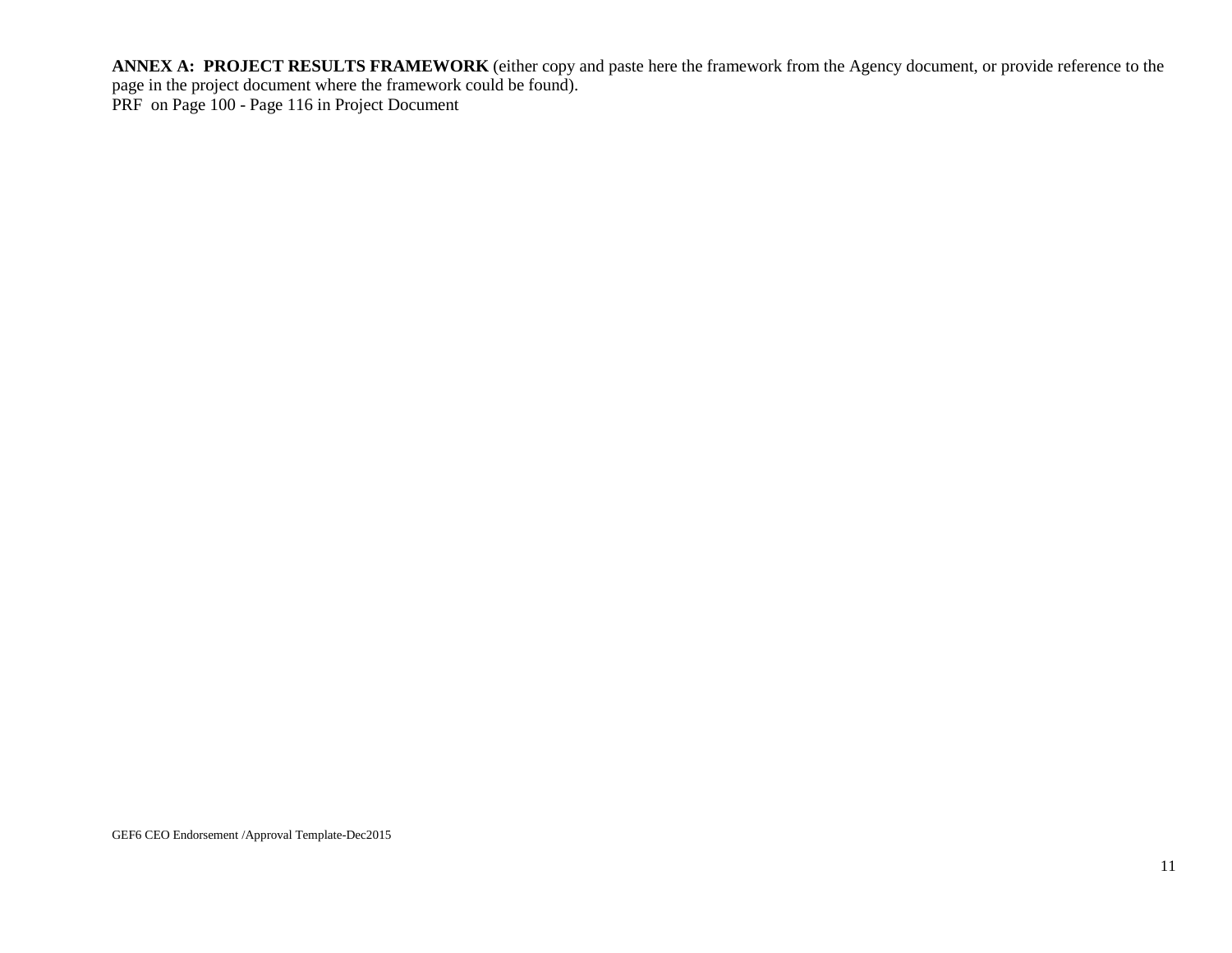**ANNEX A: PROJECT RESULTS FRAMEWORK** (either copy and paste here the framework from the Agency document, or provide reference to the page in the project document where the framework could be found).

PRF on Page 100 - Page 116 in Project Document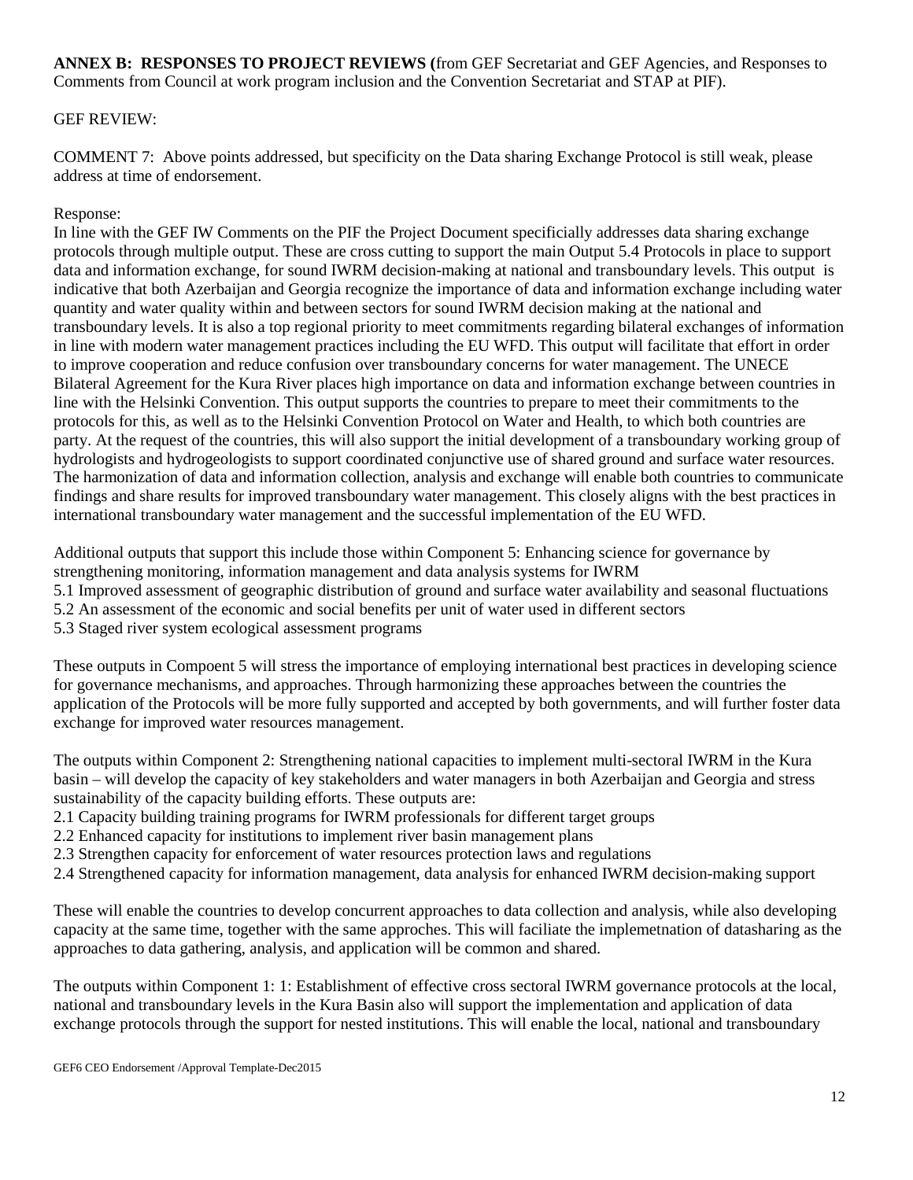**ANNEX B: RESPONSES TO PROJECT REVIEWS (**from GEF Secretariat and GEF Agencies, and Responses to Comments from Council at work program inclusion and the Convention Secretariat and STAP at PIF).

GEF REVIEW:

COMMENT 7: Above points addressed, but specificity on the Data sharing Exchange Protocol is still weak, please address at time of endorsement.

Response:
In line with the GEF IW Comments on the PIF the Project Document specificially addresses data sharing exchange protocols through multiple output. These are cross cutting to support the main Output 5.4 Protocols in place to support data and information exchange, for sound IWRM decision-making at national and transboundary levels. This output is indicative that both Azerbaijan and Georgia recognize the importance of data and information exchange including water quantity and water quality within and between sectors for sound IWRM decision making at the national and transboundary levels. It is also a top regional priority to meet commitments regarding bilateral exchanges of information in line with modern water management practices including the EU WFD. This output will facilitate that effort in order to improve cooperation and reduce confusion over transboundary concerns for water management. The UNECE Bilateral Agreement for the Kura River places high importance on data and information exchange between countries in line with the Helsinki Convention. This output supports the countries to prepare to meet their commitments to the protocols for this, as well as to the Helsinki Convention Protocol on Water and Health, to which both countries are party. At the request of the countries, this will also support the initial development of a transboundary working group of hydrologists and hydrogeologists to support coordinated conjunctive use of shared ground and surface water resources. The harmonization of data and information collection, analysis and exchange will enable both countries to communicate findings and share results for improved transboundary water management. This closely aligns with the best practices in international transboundary water management and the successful implementation of the EU WFD.

Additional outputs that support this include those within Component 5: Enhancing science for governance by strengthening monitoring, information management and data analysis systems for IWRM
5.1 Improved assessment of geographic distribution of ground and surface water availability and seasonal fluctuations
5.2 An assessment of the economic and social benefits per unit of water used in different sectors
5.3 Staged river system ecological assessment programs

These outputs in Compoent 5 will stress the importance of employing international best practices in developing science for governance mechanisms, and approaches. Through harmonizing these approaches between the countries the application of the Protocols will be more fully supported and accepted by both governments, and will further foster data exchange for improved water resources management.

The outputs within Component 2: Strengthening national capacities to implement multi-sectoral IWRM in the Kura basin – will develop the capacity of key stakeholders and water managers in both Azerbaijan and Georgia and stress sustainability of the capacity building efforts. These outputs are:
2.1 Capacity building training programs for IWRM professionals for different target groups
2.2 Enhanced capacity for institutions to implement river basin management plans
2.3 Strengthen capacity for enforcement of water resources protection laws and regulations
2.4 Strengthened capacity for information management, data analysis for enhanced IWRM decision-making support

These will enable the countries to develop concurrent approaches to data collection and analysis, while also developing capacity at the same time, together with the same approches. This will faciliate the implemetnation of datasharing as the approaches to data gathering, analysis, and application will be common and shared.

The outputs within Component 1: 1: Establishment of effective cross sectoral IWRM governance protocols at the local, national and transboundary levels in the Kura Basin also will support the implementation and application of data exchange protocols through the support for nested institutions. This will enable the local, national and transboundary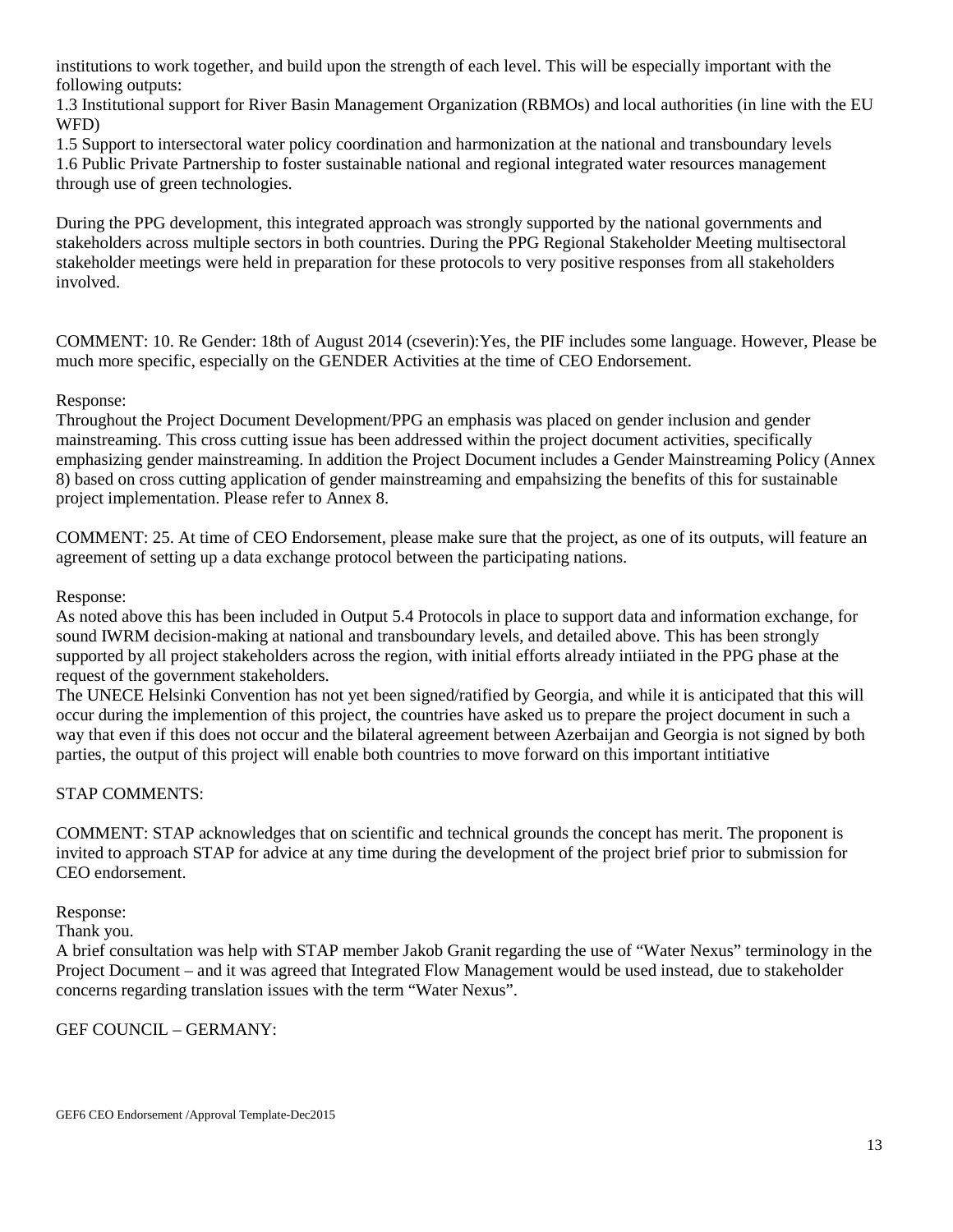institutions to work together, and build upon the strength of each level. This will be especially important with the following outputs:

1.3 Institutional support for River Basin Management Organization (RBMOs) and local authorities (in line with the EU WFD)

1.5 Support to intersectoral water policy coordination and harmonization at the national and transboundary levels

1.6 Public Private Partnership to foster sustainable national and regional integrated water resources management through use of green technologies.

During the PPG development, this integrated approach was strongly supported by the national governments and stakeholders across multiple sectors in both countries. During the PPG Regional Stakeholder Meeting multisectoral stakeholder meetings were held in preparation for these protocols to very positive responses from all stakeholders involved.

COMMENT: 10. Re Gender: 18th of August 2014 (cseverin):Yes, the PIF includes some language. However, Please be much more specific, especially on the GENDER Activities at the time of CEO Endorsement.

Response:

Throughout the Project Document Development/PPG an emphasis was placed on gender inclusion and gender mainstreaming. This cross cutting issue has been addressed within the project document activities, specifically emphasizing gender mainstreaming. In addition the Project Document includes a Gender Mainstreaming Policy (Annex 8) based on cross cutting application of gender mainstreaming and empahsizing the benefits of this for sustainable project implementation. Please refer to Annex 8.

COMMENT: 25. At time of CEO Endorsement, please make sure that the project, as one of its outputs, will feature an agreement of setting up a data exchange protocol between the participating nations.

Response:

As noted above this has been included in Output 5.4 Protocols in place to support data and information exchange, for sound IWRM decision-making at national and transboundary levels, and detailed above. This has been strongly supported by all project stakeholders across the region, with initial efforts already intiiated in the PPG phase at the request of the government stakeholders.

The UNECE Helsinki Convention has not yet been signed/ratified by Georgia, and while it is anticipated that this will occur during the implemention of this project, the countries have asked us to prepare the project document in such a way that even if this does not occur and the bilateral agreement between Azerbaijan and Georgia is not signed by both parties, the output of this project will enable both countries to move forward on this important intitiative

STAP COMMENTS:

COMMENT: STAP acknowledges that on scientific and technical grounds the concept has merit. The proponent is invited to approach STAP for advice at any time during the development of the project brief prior to submission for CEO endorsement.

Response:

Thank you.

A brief consultation was help with STAP member Jakob Granit regarding the use of "Water Nexus" terminology in the Project Document – and it was agreed that Integrated Flow Management would be used instead, due to stakeholder concerns regarding translation issues with the term "Water Nexus".

GEF COUNCIL – GERMANY: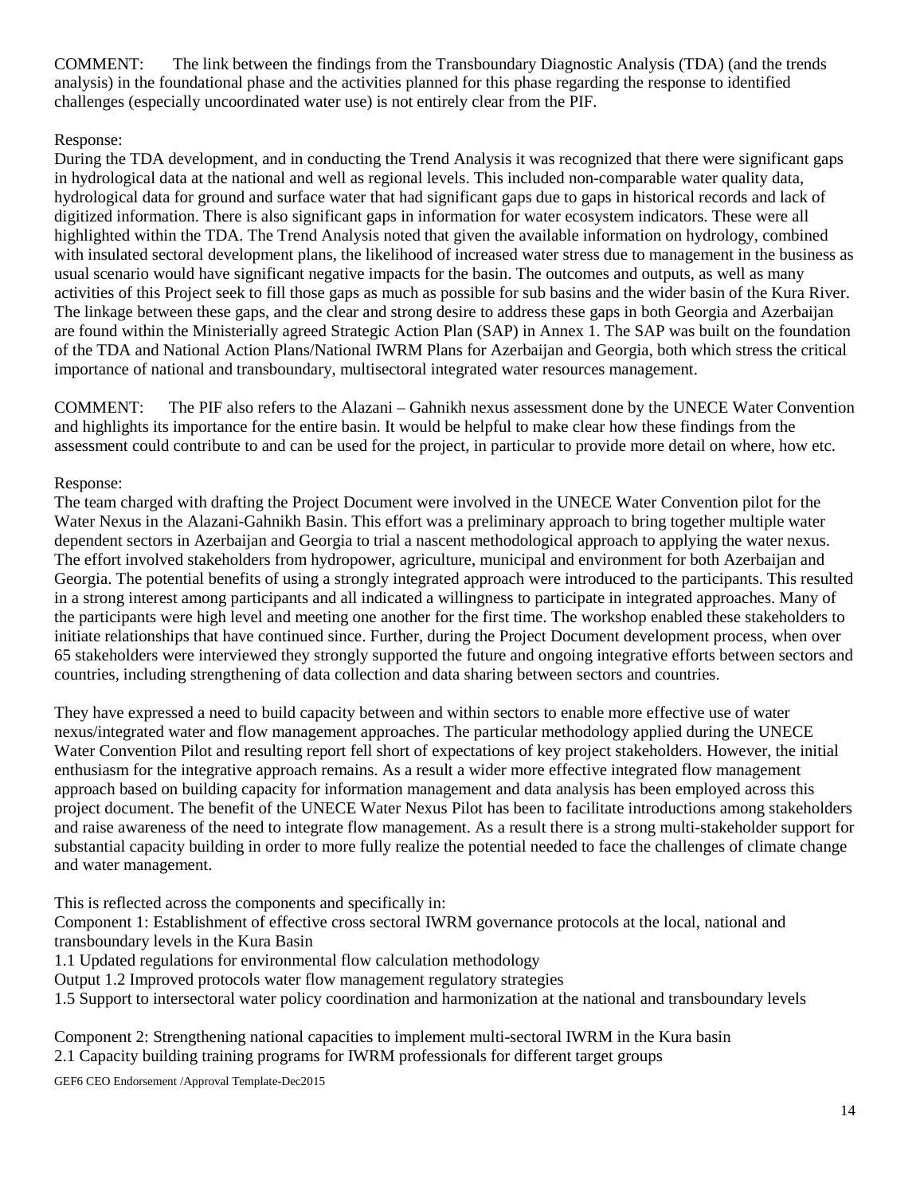COMMENT: The link between the findings from the Transboundary Diagnostic Analysis (TDA) (and the trends analysis) in the foundational phase and the activities planned for this phase regarding the response to identified challenges (especially uncoordinated water use) is not entirely clear from the PIF.

Response:
During the TDA development, and in conducting the Trend Analysis it was recognized that there were significant gaps in hydrological data at the national and well as regional levels. This included non-comparable water quality data, hydrological data for ground and surface water that had significant gaps due to gaps in historical records and lack of digitized information. There is also significant gaps in information for water ecosystem indicators. These were all highlighted within the TDA. The Trend Analysis noted that given the available information on hydrology, combined with insulated sectoral development plans, the likelihood of increased water stress due to management in the business as usual scenario would have significant negative impacts for the basin. The outcomes and outputs, as well as many activities of this Project seek to fill those gaps as much as possible for sub basins and the wider basin of the Kura River. The linkage between these gaps, and the clear and strong desire to address these gaps in both Georgia and Azerbaijan are found within the Ministerially agreed Strategic Action Plan (SAP) in Annex 1. The SAP was built on the foundation of the TDA and National Action Plans/National IWRM Plans for Azerbaijan and Georgia, both which stress the critical importance of national and transboundary, multisectoral integrated water resources management.

COMMENT: The PIF also refers to the Alazani – Gahnikh nexus assessment done by the UNECE Water Convention and highlights its importance for the entire basin. It would be helpful to make clear how these findings from the assessment could contribute to and can be used for the project, in particular to provide more detail on where, how etc.

Response:
The team charged with drafting the Project Document were involved in the UNECE Water Convention pilot for the Water Nexus in the Alazani-Gahnikh Basin. This effort was a preliminary approach to bring together multiple water dependent sectors in Azerbaijan and Georgia to trial a nascent methodological approach to applying the water nexus. The effort involved stakeholders from hydropower, agriculture, municipal and environment for both Azerbaijan and Georgia. The potential benefits of using a strongly integrated approach were introduced to the participants. This resulted in a strong interest among participants and all indicated a willingness to participate in integrated approaches. Many of the participants were high level and meeting one another for the first time. The workshop enabled these stakeholders to initiate relationships that have continued since. Further, during the Project Document development process, when over 65 stakeholders were interviewed they strongly supported the future and ongoing integrative efforts between sectors and countries, including strengthening of data collection and data sharing between sectors and countries.

They have expressed a need to build capacity between and within sectors to enable more effective use of water nexus/integrated water and flow management approaches. The particular methodology applied during the UNECE Water Convention Pilot and resulting report fell short of expectations of key project stakeholders. However, the initial enthusiasm for the integrative approach remains. As a result a wider more effective integrated flow management approach based on building capacity for information management and data analysis has been employed across this project document. The benefit of the UNECE Water Nexus Pilot has been to facilitate introductions among stakeholders and raise awareness of the need to integrate flow management. As a result there is a strong multi-stakeholder support for substantial capacity building in order to more fully realize the potential needed to face the challenges of climate change and water management.

This is reflected across the components and specifically in:
Component 1: Establishment of effective cross sectoral IWRM governance protocols at the local, national and transboundary levels in the Kura Basin
1.1 Updated regulations for environmental flow calculation methodology
Output 1.2 Improved protocols water flow management regulatory strategies
1.5 Support to intersectoral water policy coordination and harmonization at the national and transboundary levels

Component 2: Strengthening national capacities to implement multi-sectoral IWRM in the Kura basin
2.1 Capacity building training programs for IWRM professionals for different target groups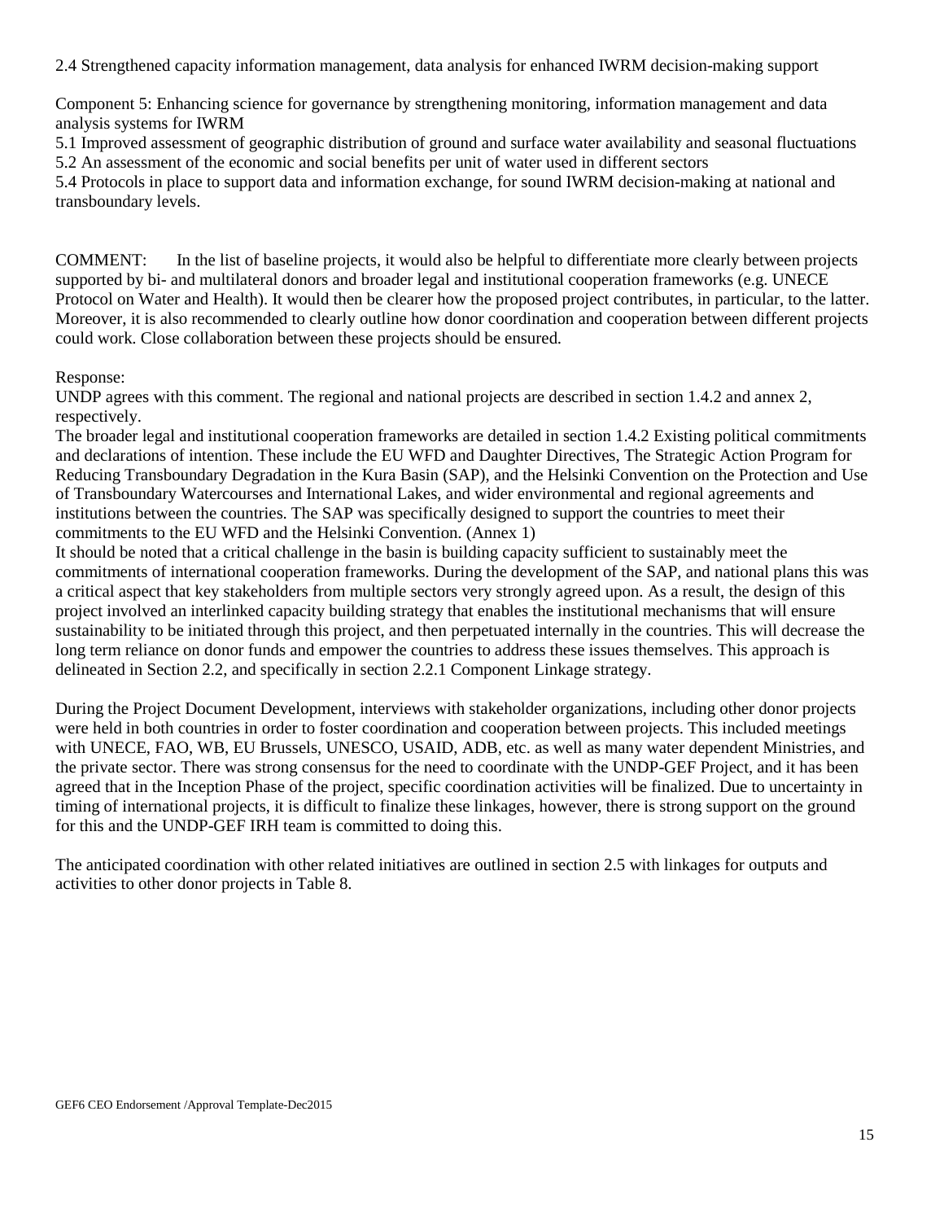2.4 Strengthened capacity information management, data analysis for enhanced IWRM decision-making support

Component 5: Enhancing science for governance by strengthening monitoring, information management and data analysis systems for IWRM
5.1 Improved assessment of geographic distribution of ground and surface water availability and seasonal fluctuations
5.2 An assessment of the economic and social benefits per unit of water used in different sectors
5.4 Protocols in place to support data and information exchange, for sound IWRM decision-making at national and transboundary levels.

COMMENT: In the list of baseline projects, it would also be helpful to differentiate more clearly between projects supported by bi- and multilateral donors and broader legal and institutional cooperation frameworks (e.g. UNECE Protocol on Water and Health). It would then be clearer how the proposed project contributes, in particular, to the latter. Moreover, it is also recommended to clearly outline how donor coordination and cooperation between different projects could work. Close collaboration between these projects should be ensured.

Response:
UNDP agrees with this comment. The regional and national projects are described in section 1.4.2 and annex 2, respectively.
The broader legal and institutional cooperation frameworks are detailed in section 1.4.2 Existing political commitments and declarations of intention. These include the EU WFD and Daughter Directives, The Strategic Action Program for Reducing Transboundary Degradation in the Kura Basin (SAP), and the Helsinki Convention on the Protection and Use of Transboundary Watercourses and International Lakes, and wider environmental and regional agreements and institutions between the countries. The SAP was specifically designed to support the countries to meet their commitments to the EU WFD and the Helsinki Convention. (Annex 1)
It should be noted that a critical challenge in the basin is building capacity sufficient to sustainably meet the commitments of international cooperation frameworks. During the development of the SAP, and national plans this was a critical aspect that key stakeholders from multiple sectors very strongly agreed upon. As a result, the design of this project involved an interlinked capacity building strategy that enables the institutional mechanisms that will ensure sustainability to be initiated through this project, and then perpetuated internally in the countries. This will decrease the long term reliance on donor funds and empower the countries to address these issues themselves. This approach is delineated in Section 2.2, and specifically in section 2.2.1 Component Linkage strategy.

During the Project Document Development, interviews with stakeholder organizations, including other donor projects were held in both countries in order to foster coordination and cooperation between projects. This included meetings with UNECE, FAO, WB, EU Brussels, UNESCO, USAID, ADB, etc. as well as many water dependent Ministries, and the private sector. There was strong consensus for the need to coordinate with the UNDP-GEF Project, and it has been agreed that in the Inception Phase of the project, specific coordination activities will be finalized. Due to uncertainty in timing of international projects, it is difficult to finalize these linkages, however, there is strong support on the ground for this and the UNDP-GEF IRH team is committed to doing this.

The anticipated coordination with other related initiatives are outlined in section 2.5 with linkages for outputs and activities to other donor projects in Table 8.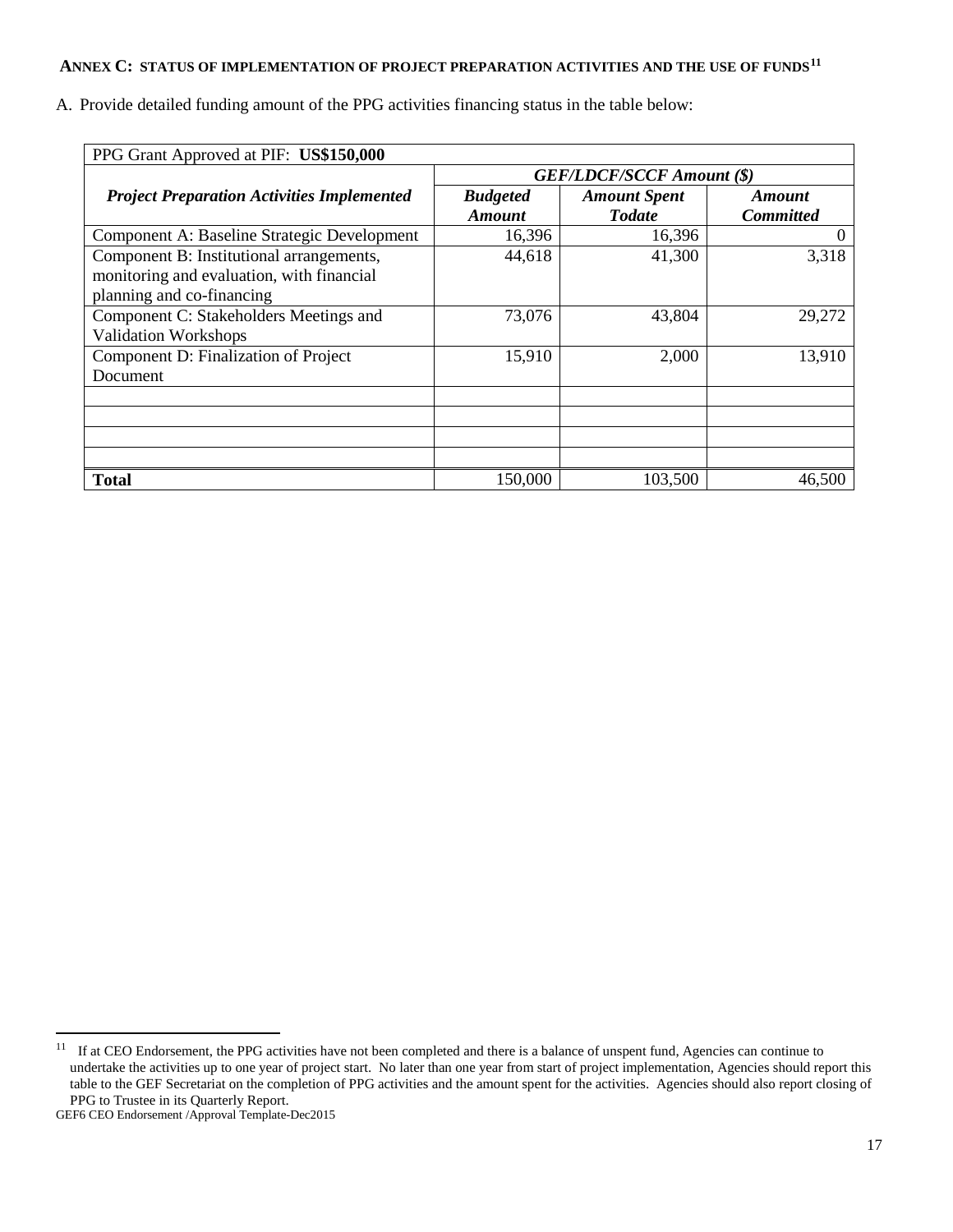## ANNEX C: STATUS OF IMPLEMENTATION OF PROJECT PREPARATION ACTIVITIES AND THE USE OF FUNDS[11]

A. Provide detailed funding amount of the PPG activities financing status in the table below:

| PPG Grant Approved at PIF: **US$150,000** | | | |
|---|---|---|---|
| ***Project Preparation Activities Implemented*** | ***GEF/LDCF/SCCF Amount ($)*** | | |
| | ***Budgeted Amount*** | ***Amount Spent Todate*** | ***Amount Committed*** |
| Component A: Baseline Strategic Development | 16,396 | 16,396 | 0 |
| Component B: Institutional arrangements, monitoring and evaluation, with financial planning and co-financing | 44,618 | 41,300 | 3,318 |
| Component C: Stakeholders Meetings and Validation Workshops | 73,076 | 43,804 | 29,272 |
| Component D: Finalization of Project Document | 15,910 | 2,000 | 13,910 |
| | | | |
| | | | |
| | | | |
| | | | |
| **Total** | 150,000 | 103,500 | 46,500 |

[11] If at CEO Endorsement, the PPG activities have not been completed and there is a balance of unspent fund, Agencies can continue to undertake the activities up to one year of project start. No later than one year from start of project implementation, Agencies should report this table to the GEF Secretariat on the completion of PPG activities and the amount spent for the activities. Agencies should also report closing of PPG to Trustee in its Quarterly Report.

GEF6 CEO Endorsement /Approval Template-Dec2015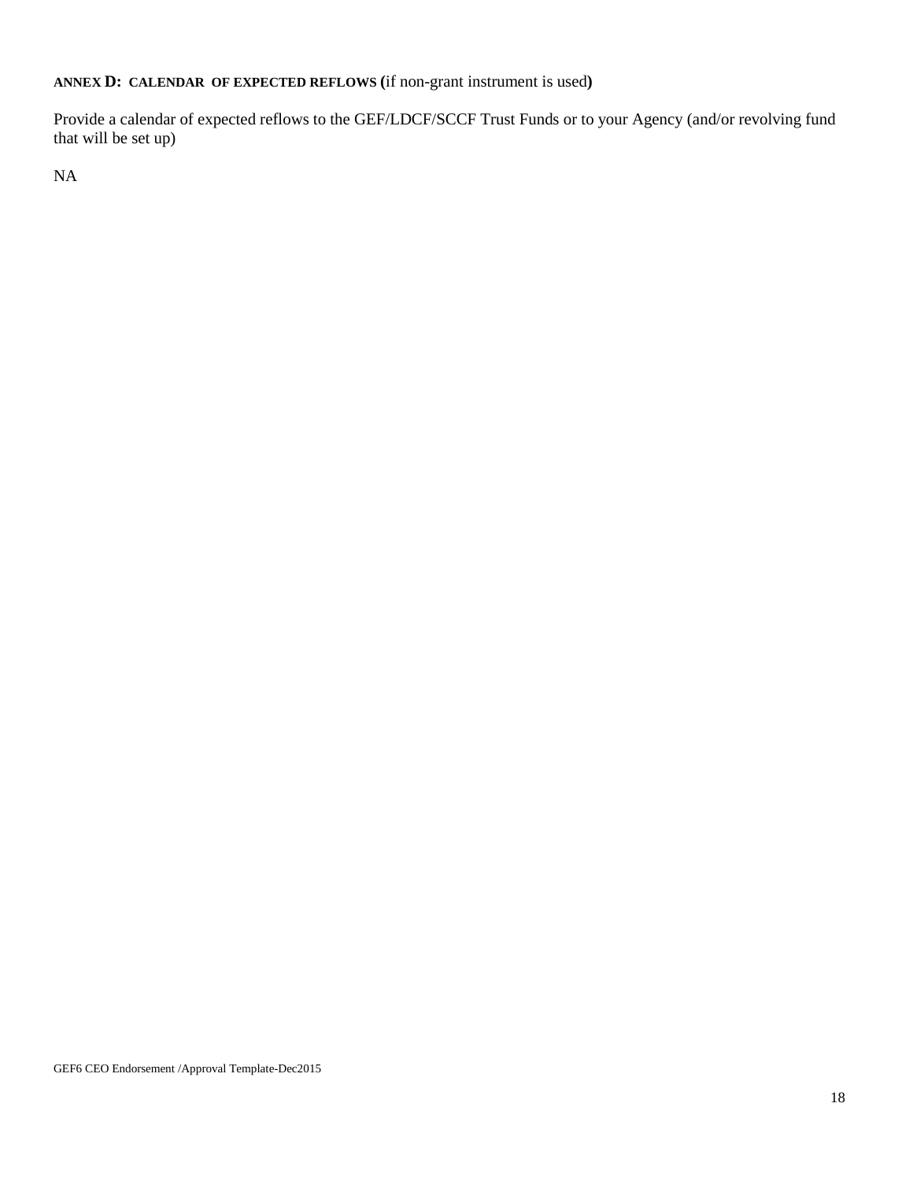**ANNEX D: CALENDAR OF EXPECTED REFLOWS (**if non-grant instrument is used**)**

Provide a calendar of expected reflows to the GEF/LDCF/SCCF Trust Funds or to your Agency (and/or revolving fund that will be set up)

NA